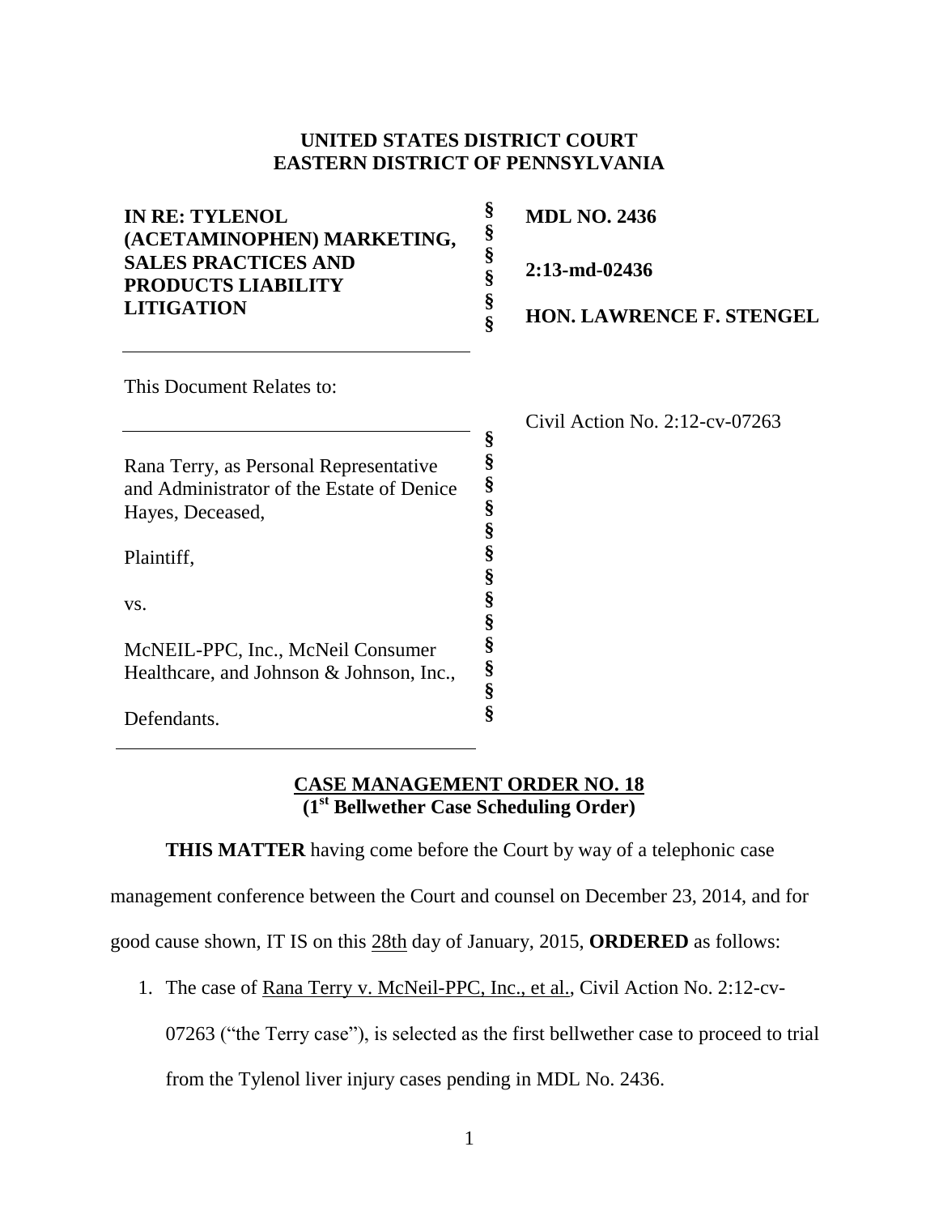**UNITED STATES DISTRICT COURT**
**EASTERN DISTRICT OF PENNSYLVANIA**

| | | |
|---|---|---|
| **IN RE: TYLENOL (ACETAMINOPHEN) MARKETING, SALES PRACTICES AND PRODUCTS LIABILITY LITIGATION** | § § § § § § | **MDL NO. 2436** **2:13-md-02436** **HON. LAWRENCE F. STENGEL** |

This Document Relates to:

Civil Action No. 2:12-cv-07263

Rana Terry, as Personal Representative and Administrator of the Estate of Denice Hayes, Deceased,

Plaintiff,

vs.

McNEIL-PPC, Inc., McNeil Consumer Healthcare, and Johnson & Johnson, Inc.,

Defendants.

**CASE MANAGEMENT ORDER NO. 18**
**(1st Bellwether Case Scheduling Order)**

**THIS MATTER** having come before the Court by way of a telephonic case management conference between the Court and counsel on December 23, 2014, and for good cause shown, IT IS on this 28th day of January, 2015, **ORDERED** as follows:

1. The case of Rana Terry v. McNeil-PPC, Inc., et al., Civil Action No. 2:12-cv-07263 ("the Terry case"), is selected as the first bellwether case to proceed to trial from the Tylenol liver injury cases pending in MDL No. 2436.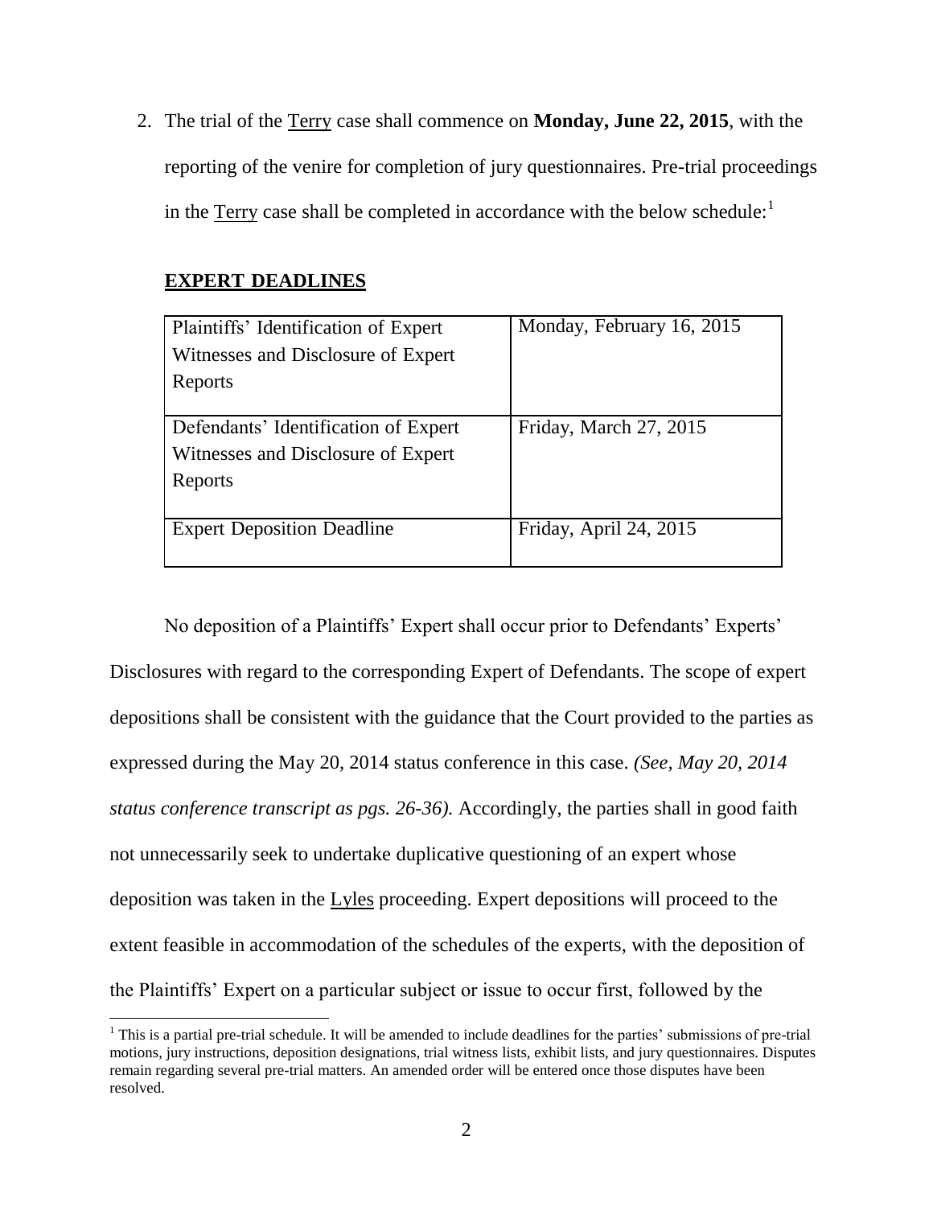2. The trial of the Terry case shall commence on **Monday, June 22, 2015**, with the reporting of the venire for completion of jury questionnaires. Pre-trial proceedings in the Terry case shall be completed in accordance with the below schedule:[1]

**EXPERT DEADLINES**

| | |
|---|---|
| Plaintiffs' Identification of Expert Witnesses and Disclosure of Expert Reports | Monday, February 16, 2015 |
| Defendants' Identification of Expert Witnesses and Disclosure of Expert Reports | Friday, March 27, 2015 |
| Expert Deposition Deadline | Friday, April 24, 2015 |

No deposition of a Plaintiffs' Expert shall occur prior to Defendants' Experts' Disclosures with regard to the corresponding Expert of Defendants. The scope of expert depositions shall be consistent with the guidance that the Court provided to the parties as expressed during the May 20, 2014 status conference in this case. *(See, May 20, 2014 status conference transcript as pgs. 26-36).* Accordingly, the parties shall in good faith not unnecessarily seek to undertake duplicative questioning of an expert whose deposition was taken in the Lyles proceeding. Expert depositions will proceed to the extent feasible in accommodation of the schedules of the experts, with the deposition of the Plaintiffs' Expert on a particular subject or issue to occur first, followed by the

[1] This is a partial pre-trial schedule. It will be amended to include deadlines for the parties' submissions of pre-trial motions, jury instructions, deposition designations, trial witness lists, exhibit lists, and jury questionnaires. Disputes remain regarding several pre-trial matters. An amended order will be entered once those disputes have been resolved.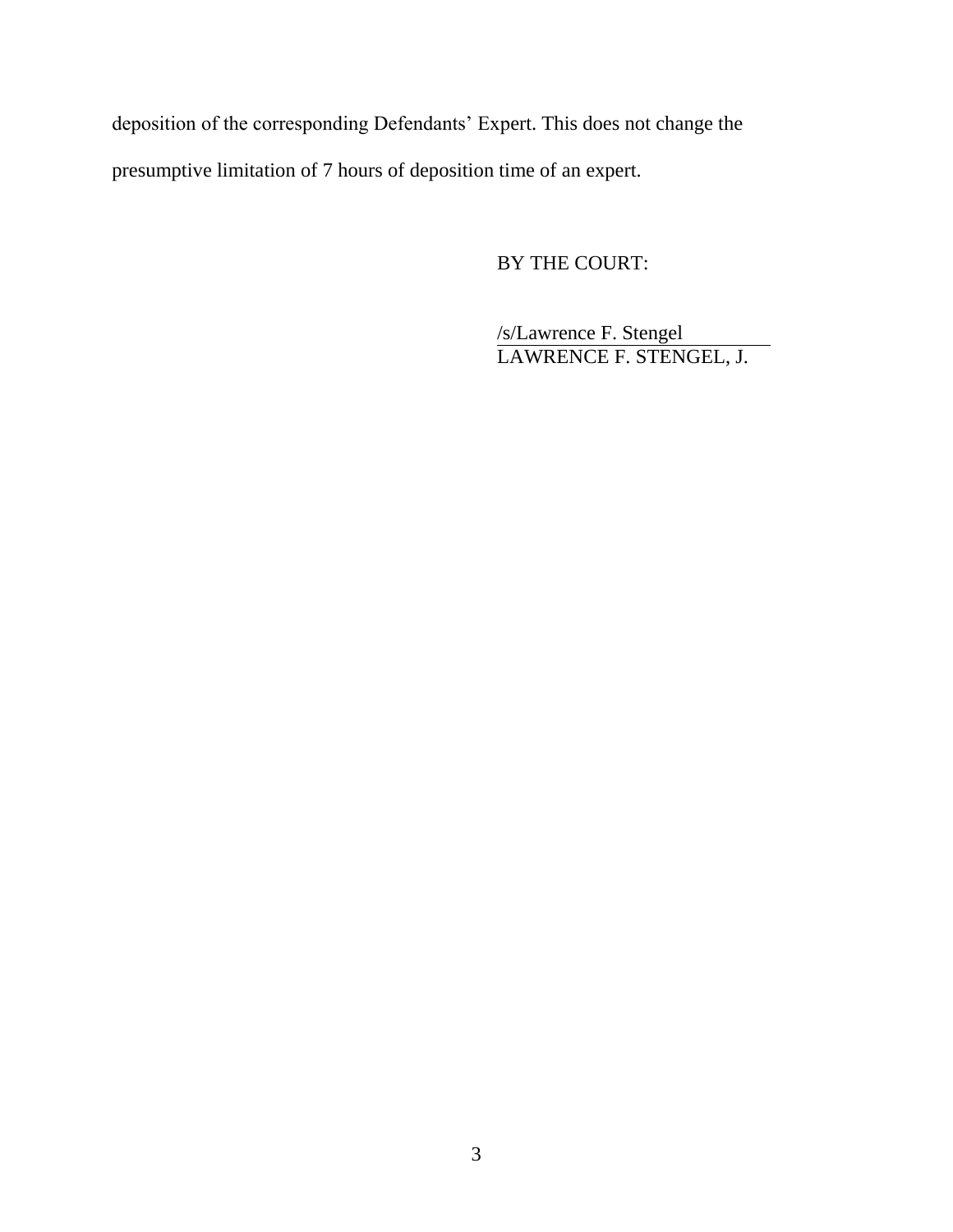deposition of the corresponding Defendants' Expert. This does not change the presumptive limitation of 7 hours of deposition time of an expert.

BY THE COURT:

/s/Lawrence F. Stengel
LAWRENCE F. STENGEL, J.